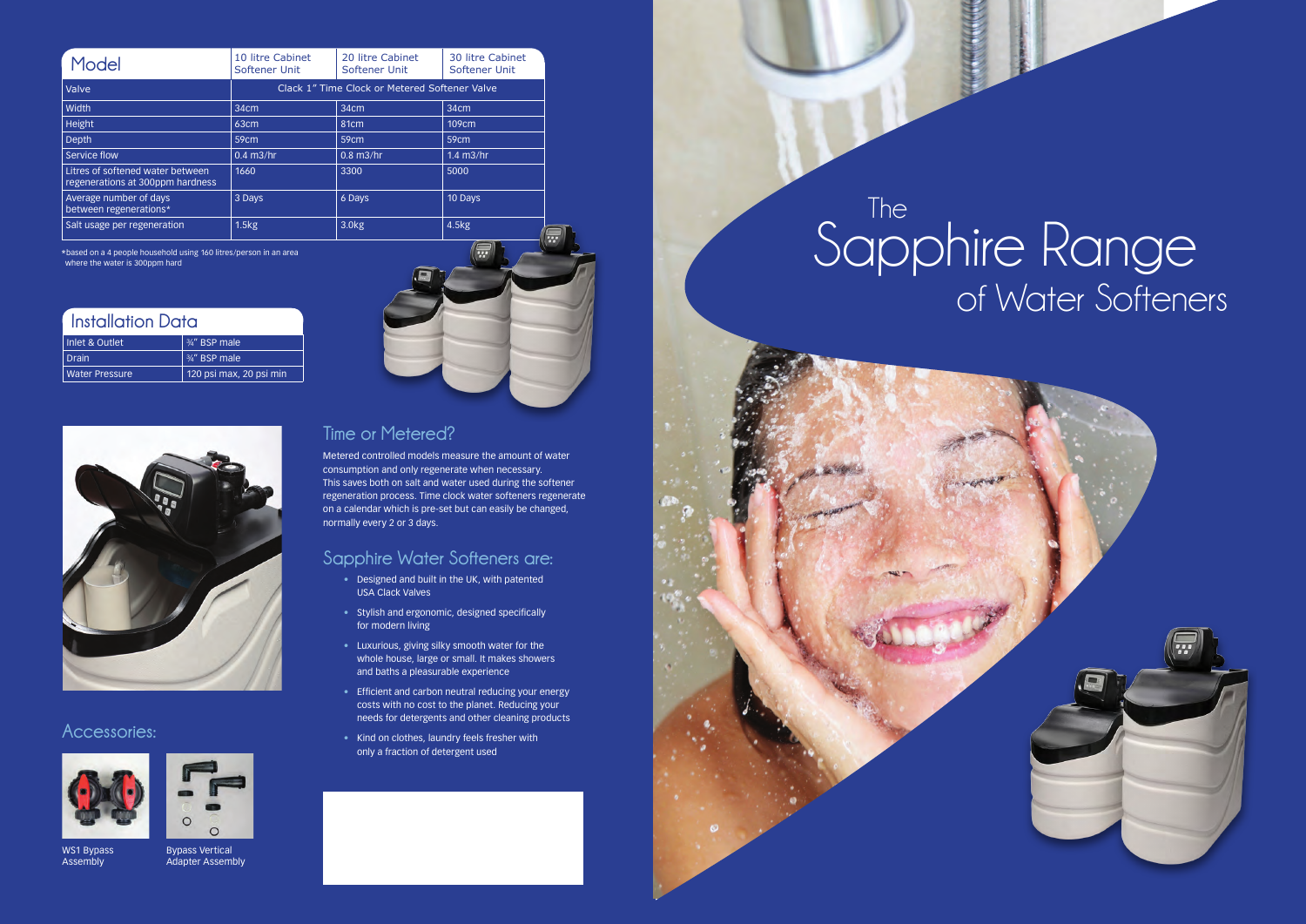# The Sapphire Range of Water Softeners

| Model | 10 litre Cabinet Softener Unit | 20 litre Cabinet Softener Unit | 30 litre Cabinet Softener Unit |
|---|---|---|---|
| Valve | Clack 1" Time Clock or Metered Softener Valve | | |
| Width | 34cm | 34cm | 34cm |
| Height | 63cm | 81cm | 109cm |
| Depth | 59cm | 59cm | 59cm |
| Service flow | 0.4 m3/hr | 0.8 m3/hr | 1.4 m3/hr |
| Litres of softened water between regenerations at 300ppm hardness | 1660 | 3300 | 5000 |
| Average number of days between regenerations* | 3 Days | 6 Days | 10 Days |
| Salt usage per regeneration | 1.5kg | 3.0kg | 4.5kg |

*based on a 4 people household using 160 litres/person in an area where the water is 300ppm hard

## Installation Data

| | |
|---|---|
| Inlet & Outlet | ¾" BSP male |
| Drain | ¾" BSP male |
| Water Pressure | 120 psi max, 20 psi min |

## Time or Metered?

Metered controlled models measure the amount of water consumption and only regenerate when necessary. This saves both on salt and water used during the softener regeneration process. Time clock water softeners regenerate on a calendar which is pre-set but can easily be changed, normally every 2 or 3 days.

## Sapphire Water Softeners are:

- Designed and built in the UK, with patented USA Clack Valves
- Stylish and ergonomic, designed specifically for modern living
- Luxurious, giving silky smooth water for the whole house, large or small. It makes showers and baths a pleasurable experience
- Efficient and carbon neutral reducing your energy costs with no cost to the planet. Reducing your needs for detergents and other cleaning products
- Kind on clothes, laundry feels fresher with only a fraction of detergent used

## Accessories:

WS1 Bypass Assembly

Bypass Vertical Adapter Assembly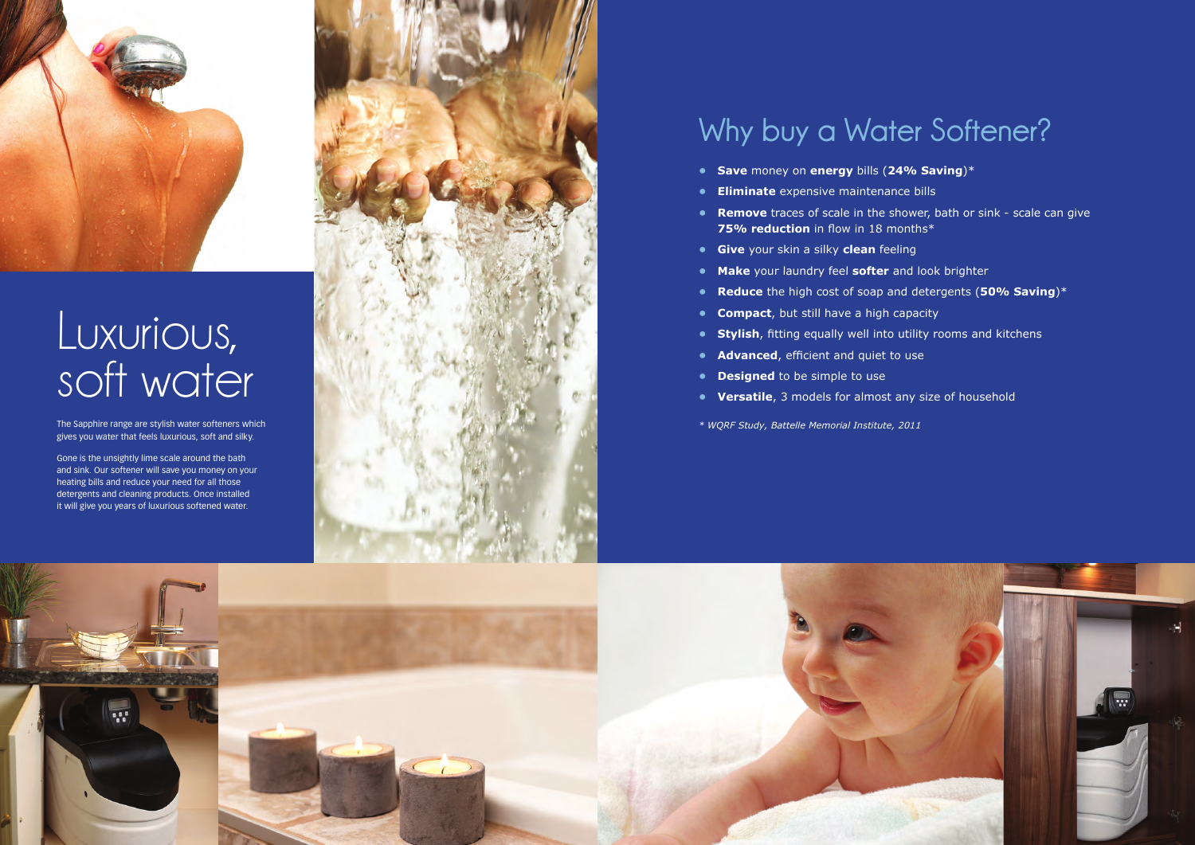# Luxurious, soft water

The Sapphire range are stylish water softeners which gives you water that feels luxurious, soft and silky.

Gone is the unsightly lime scale around the bath and sink. Our softener will save you money on your heating bills and reduce your need for all those detergents and cleaning products. Once installed it will give you years of luxurious softened water.

## Why buy a Water Softener?

- **Save** money on **energy** bills (**24% Saving**)*
- **Eliminate** expensive maintenance bills
- **Remove** traces of scale in the shower, bath or sink - scale can give **75% reduction** in flow in 18 months*
- **Give** your skin a silky **clean** feeling
- **Make** your laundry feel **softer** and look brighter
- **Reduce** the high cost of soap and detergents (**50% Saving**)*
- **Compact**, but still have a high capacity
- **Stylish**, fitting equally well into utility rooms and kitchens
- **Advanced**, efficient and quiet to use
- **Designed** to be simple to use
- **Versatile**, 3 models for almost any size of household

*\* WQRF Study, Battelle Memorial Institute, 2011*